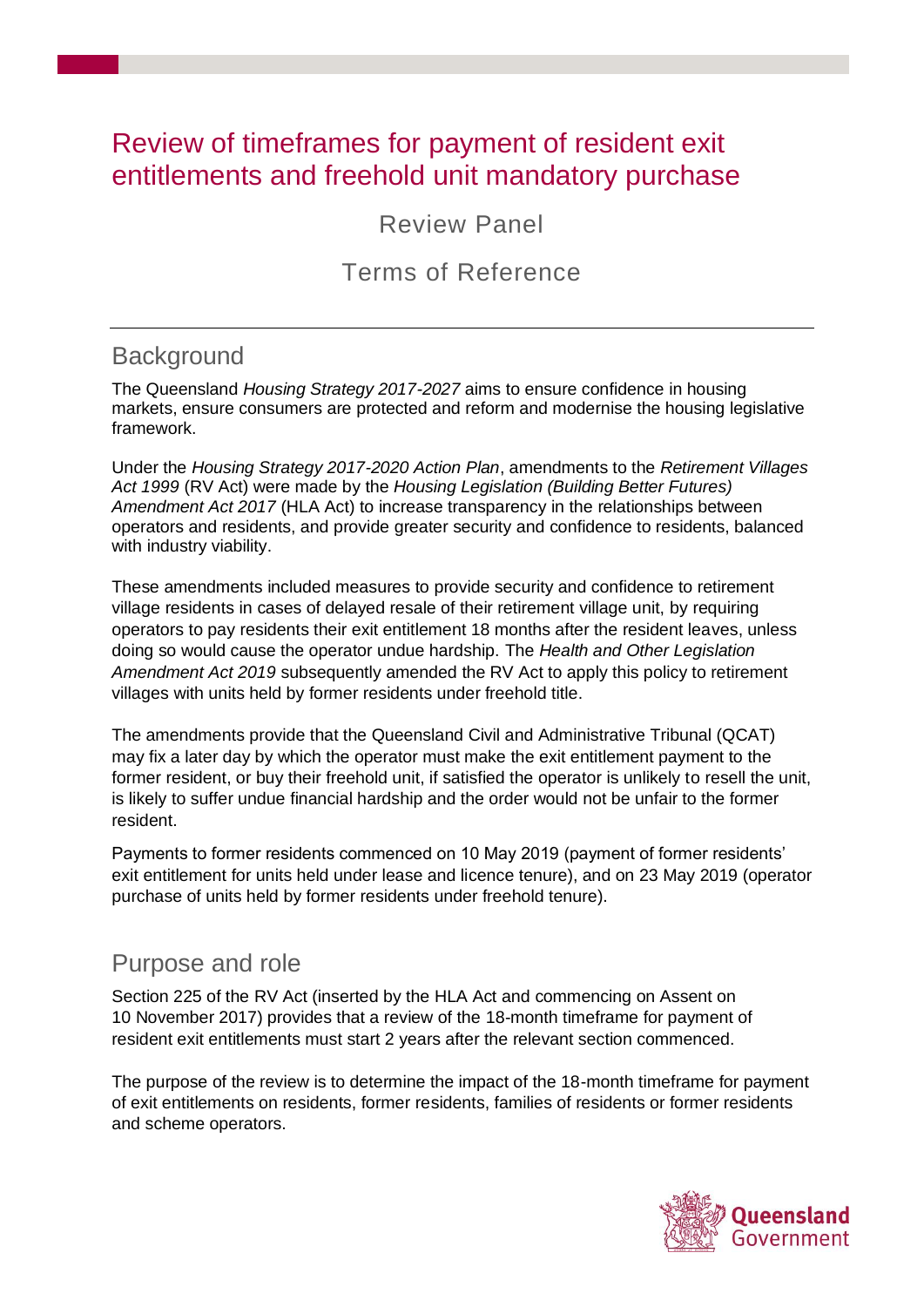# Review of timeframes for payment of resident exit entitlements and freehold unit mandatory purchase

## Review Panel

## Terms of Reference

## Background

The Queensland *Housing Strategy 2017-2027* aims to ensure confidence in housing markets, ensure consumers are protected and reform and modernise the housing legislative framework.

Under the *Housing Strategy 2017-2020 Action Plan*, amendments to the *Retirement Villages Act 1999* (RV Act) were made by the *Housing Legislation (Building Better Futures) Amendment Act 2017* (HLA Act) to increase transparency in the relationships between operators and residents, and provide greater security and confidence to residents, balanced with industry viability.

These amendments included measures to provide security and confidence to retirement village residents in cases of delayed resale of their retirement village unit, by requiring operators to pay residents their exit entitlement 18 months after the resident leaves, unless doing so would cause the operator undue hardship. The *Health and Other Legislation Amendment Act 2019* subsequently amended the RV Act to apply this policy to retirement villages with units held by former residents under freehold title.

The amendments provide that the Queensland Civil and Administrative Tribunal (QCAT) may fix a later day by which the operator must make the exit entitlement payment to the former resident, or buy their freehold unit, if satisfied the operator is unlikely to resell the unit, is likely to suffer undue financial hardship and the order would not be unfair to the former resident.

Payments to former residents commenced on 10 May 2019 (payment of former residents' exit entitlement for units held under lease and licence tenure), and on 23 May 2019 (operator purchase of units held by former residents under freehold tenure).

## Purpose and role

Section 225 of the RV Act (inserted by the HLA Act and commencing on Assent on 10 November 2017) provides that a review of the 18-month timeframe for payment of resident exit entitlements must start 2 years after the relevant section commenced.

The purpose of the review is to determine the impact of the 18-month timeframe for payment of exit entitlements on residents, former residents, families of residents or former residents and scheme operators.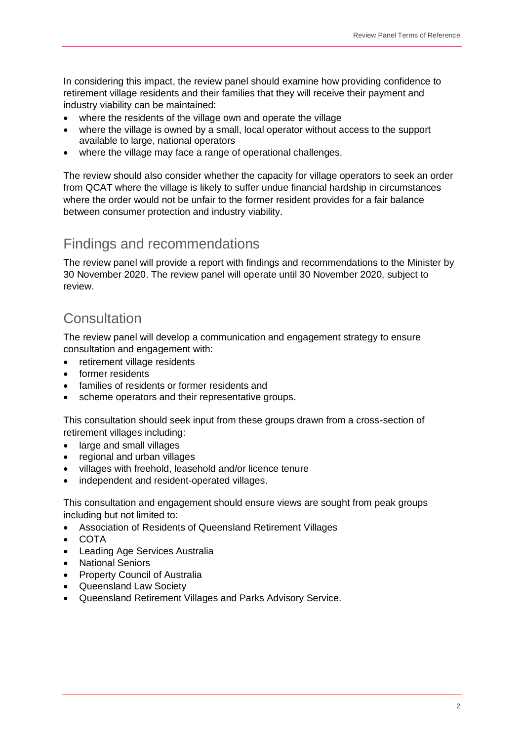In considering this impact, the review panel should examine how providing confidence to retirement village residents and their families that they will receive their payment and industry viability can be maintained:

- where the residents of the village own and operate the village
- where the village is owned by a small, local operator without access to the support available to large, national operators
- where the village may face a range of operational challenges.

The review should also consider whether the capacity for village operators to seek an order from QCAT where the village is likely to suffer undue financial hardship in circumstances where the order would not be unfair to the former resident provides for a fair balance between consumer protection and industry viability.

## Findings and recommendations

The review panel will provide a report with findings and recommendations to the Minister by 30 November 2020. The review panel will operate until 30 November 2020, subject to review.

## Consultation

The review panel will develop a communication and engagement strategy to ensure consultation and engagement with:

- retirement village residents
- former residents
- families of residents or former residents and
- scheme operators and their representative groups.

This consultation should seek input from these groups drawn from a cross-section of retirement villages including:

- large and small villages
- regional and urban villages
- villages with freehold, leasehold and/or licence tenure
- independent and resident-operated villages.

This consultation and engagement should ensure views are sought from peak groups including but not limited to:

- Association of Residents of Queensland Retirement Villages
- COTA
- Leading Age Services Australia
- National Seniors
- Property Council of Australia
- Queensland Law Society
- Queensland Retirement Villages and Parks Advisory Service.